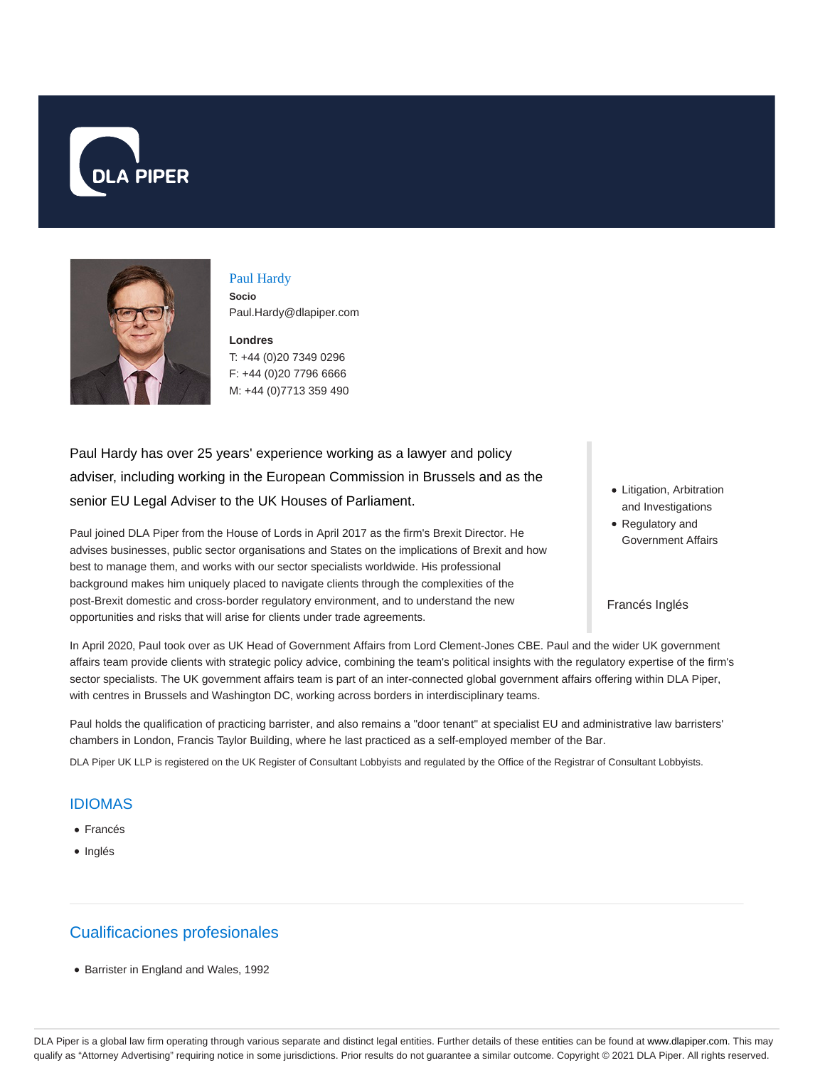# Paul Hardy

**Socio**

Paul.Hardy@dlapiper.com

**Londres**

T: +44 (0)20 7349 0296

F: +44 (0)20 7796 6666

M: +44 (0)7713 359 490

Paul Hardy has over 25 years' experience working as a lawyer and policy adviser, including working in the European Commission in Brussels and as the senior EU Legal Adviser to the UK Houses of Parliament.

Paul joined DLA Piper from the House of Lords in April 2017 as the firm's Brexit Director. He advises businesses, public sector organisations and States on the implications of Brexit and how best to manage them, and works with our sector specialists worldwide. His professional background makes him uniquely placed to navigate clients through the complexities of the post-Brexit domestic and cross-border regulatory environment, and to understand the new opportunities and risks that will arise for clients under trade agreements.

- Litigation, Arbitration and Investigations
- Regulatory and Government Affairs

Francés Inglés

In April 2020, Paul took over as UK Head of Government Affairs from Lord Clement-Jones CBE. Paul and the wider UK government affairs team provide clients with strategic policy advice, combining the team's political insights with the regulatory expertise of the firm's sector specialists. The UK government affairs team is part of an inter-connected global government affairs offering within DLA Piper, with centres in Brussels and Washington DC, working across borders in interdisciplinary teams.

Paul holds the qualification of practicing barrister, and also remains a "door tenant" at specialist EU and administrative law barristers' chambers in London, Francis Taylor Building, where he last practiced as a self-employed member of the Bar.

DLA Piper UK LLP is registered on the UK Register of Consultant Lobbyists and regulated by the Office of the Registrar of Consultant Lobbyists.

## IDIOMAS

- Francés
- Inglés

## Cualificaciones profesionales

- Barrister in England and Wales, 1992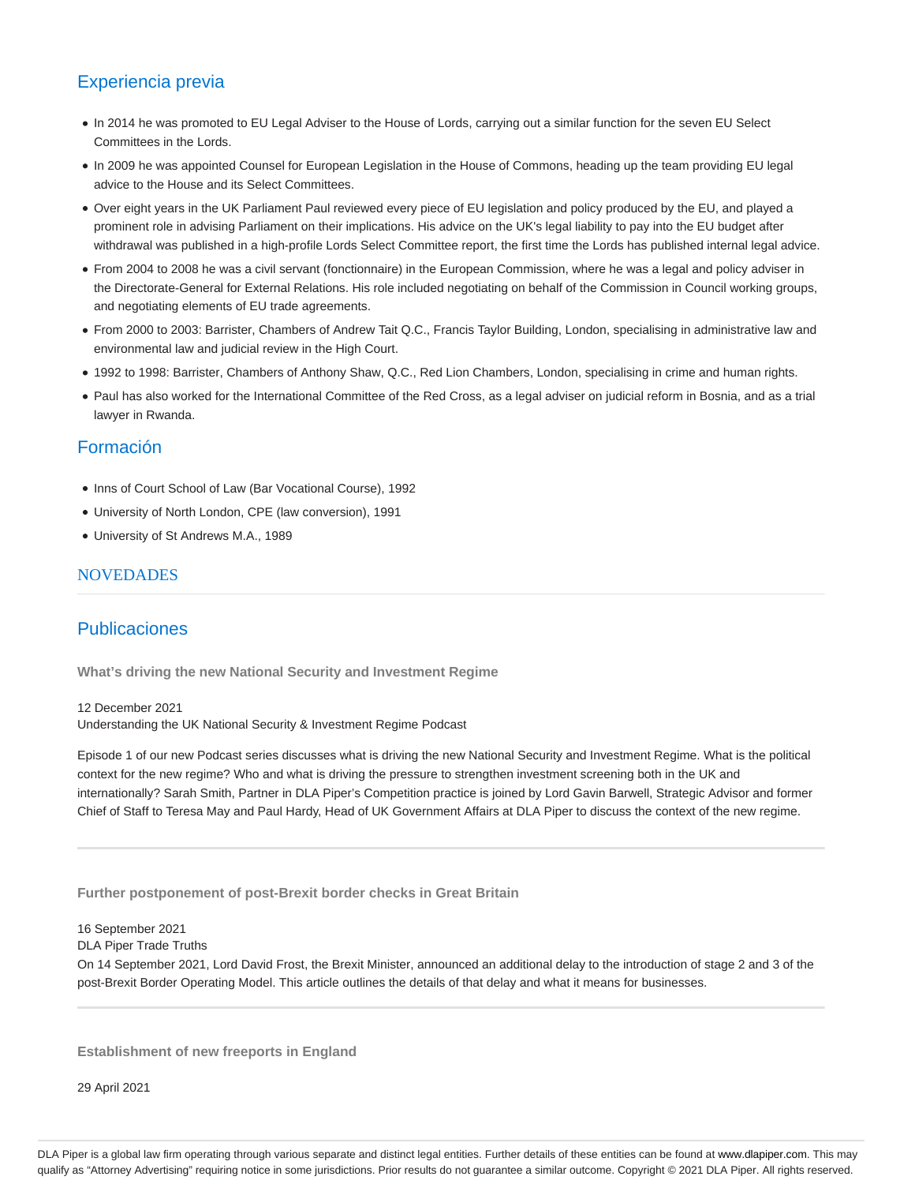## Experiencia previa

- In 2014 he was promoted to EU Legal Adviser to the House of Lords, carrying out a similar function for the seven EU Select Committees in the Lords.
- In 2009 he was appointed Counsel for European Legislation in the House of Commons, heading up the team providing EU legal advice to the House and its Select Committees.
- Over eight years in the UK Parliament Paul reviewed every piece of EU legislation and policy produced by the EU, and played a prominent role in advising Parliament on their implications. His advice on the UK's legal liability to pay into the EU budget after withdrawal was published in a high-profile Lords Select Committee report, the first time the Lords has published internal legal advice.
- From 2004 to 2008 he was a civil servant (fonctionnaire) in the European Commission, where he was a legal and policy adviser in the Directorate-General for External Relations. His role included negotiating on behalf of the Commission in Council working groups, and negotiating elements of EU trade agreements.
- From 2000 to 2003: Barrister, Chambers of Andrew Tait Q.C., Francis Taylor Building, London, specialising in administrative law and environmental law and judicial review in the High Court.
- 1992 to 1998: Barrister, Chambers of Anthony Shaw, Q.C., Red Lion Chambers, London, specialising in crime and human rights.
- Paul has also worked for the International Committee of the Red Cross, as a legal adviser on judicial reform in Bosnia, and as a trial lawyer in Rwanda.

## Formación

- Inns of Court School of Law (Bar Vocational Course), 1992
- University of North London, CPE (law conversion), 1991
- University of St Andrews M.A., 1989

## NOVEDADES

## Publicaciones

**What's driving the new National Security and Investment Regime**

12 December 2021
Understanding the UK National Security & Investment Regime Podcast

Episode 1 of our new Podcast series discusses what is driving the new National Security and Investment Regime. What is the political context for the new regime? Who and what is driving the pressure to strengthen investment screening both in the UK and internationally? Sarah Smith, Partner in DLA Piper's Competition practice is joined by Lord Gavin Barwell, Strategic Advisor and former Chief of Staff to Teresa May and Paul Hardy, Head of UK Government Affairs at DLA Piper to discuss the context of the new regime.

---

**Further postponement of post-Brexit border checks in Great Britain**

16 September 2021
DLA Piper Trade Truths
On 14 September 2021, Lord David Frost, the Brexit Minister, announced an additional delay to the introduction of stage 2 and 3 of the post-Brexit Border Operating Model. This article outlines the details of that delay and what it means for businesses.

---

**Establishment of new freeports in England**

29 April 2021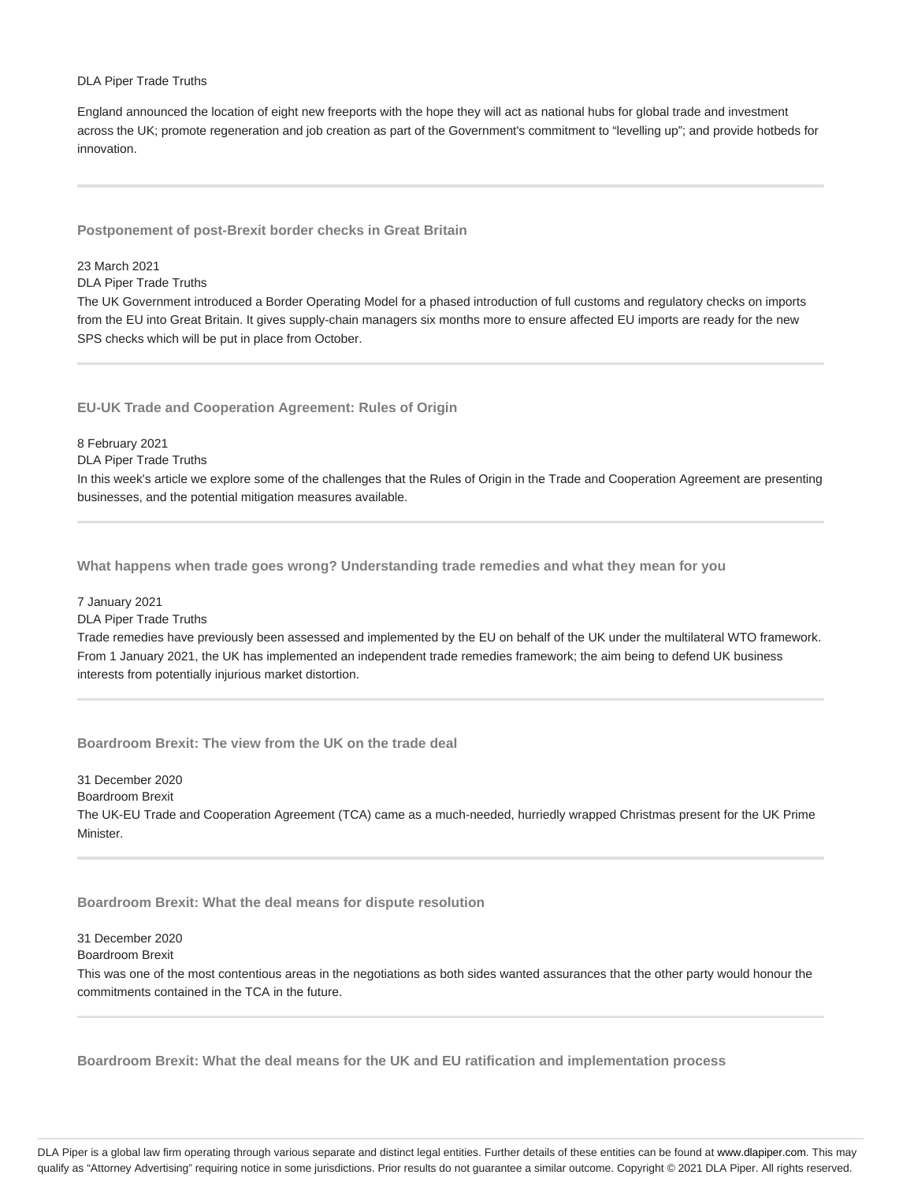DLA Piper Trade Truths

England announced the location of eight new freeports with the hope they will act as national hubs for global trade and investment across the UK; promote regeneration and job creation as part of the Government's commitment to "levelling up"; and provide hotbeds for innovation.

---

### Postponement of post-Brexit border checks in Great Britain

23 March 2021

DLA Piper Trade Truths

The UK Government introduced a Border Operating Model for a phased introduction of full customs and regulatory checks on imports from the EU into Great Britain. It gives supply-chain managers six months more to ensure affected EU imports are ready for the new SPS checks which will be put in place from October.

---

### EU-UK Trade and Cooperation Agreement: Rules of Origin

8 February 2021

DLA Piper Trade Truths

In this week's article we explore some of the challenges that the Rules of Origin in the Trade and Cooperation Agreement are presenting businesses, and the potential mitigation measures available.

---

### What happens when trade goes wrong? Understanding trade remedies and what they mean for you

7 January 2021

DLA Piper Trade Truths

Trade remedies have previously been assessed and implemented by the EU on behalf of the UK under the multilateral WTO framework. From 1 January 2021, the UK has implemented an independent trade remedies framework; the aim being to defend UK business interests from potentially injurious market distortion.

---

### Boardroom Brexit: The view from the UK on the trade deal

31 December 2020

Boardroom Brexit

The UK-EU Trade and Cooperation Agreement (TCA) came as a much-needed, hurriedly wrapped Christmas present for the UK Prime Minister.

---

### Boardroom Brexit: What the deal means for dispute resolution

31 December 2020

Boardroom Brexit

This was one of the most contentious areas in the negotiations as both sides wanted assurances that the other party would honour the commitments contained in the TCA in the future.

---

### Boardroom Brexit: What the deal means for the UK and EU ratification and implementation process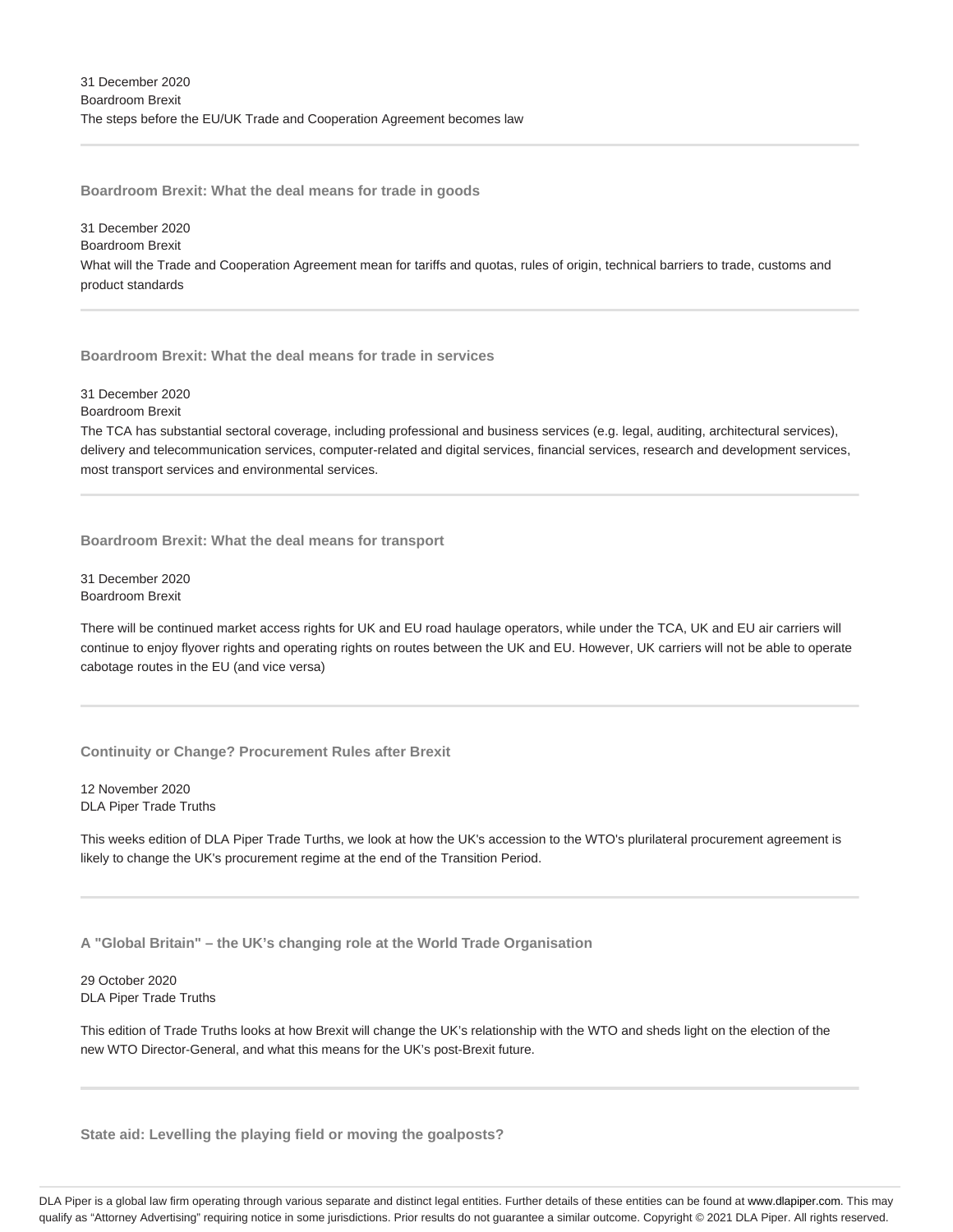31 December 2020
Boardroom Brexit
The steps before the EU/UK Trade and Cooperation Agreement becomes law

---

### Boardroom Brexit: What the deal means for trade in goods

31 December 2020
Boardroom Brexit
What will the Trade and Cooperation Agreement mean for tariffs and quotas, rules of origin, technical barriers to trade, customs and product standards

---

### Boardroom Brexit: What the deal means for trade in services

31 December 2020
Boardroom Brexit
The TCA has substantial sectoral coverage, including professional and business services (e.g. legal, auditing, architectural services), delivery and telecommunication services, computer-related and digital services, financial services, research and development services, most transport services and environmental services.

---

### Boardroom Brexit: What the deal means for transport

31 December 2020
Boardroom Brexit

There will be continued market access rights for UK and EU road haulage operators, while under the TCA, UK and EU air carriers will continue to enjoy flyover rights and operating rights on routes between the UK and EU. However, UK carriers will not be able to operate cabotage routes in the EU (and vice versa)

---

### Continuity or Change? Procurement Rules after Brexit

12 November 2020
DLA Piper Trade Truths

This weeks edition of DLA Piper Trade Turths, we look at how the UK's accession to the WTO's plurilateral procurement agreement is likely to change the UK's procurement regime at the end of the Transition Period.

---

### A "Global Britain" – the UK's changing role at the World Trade Organisation

29 October 2020
DLA Piper Trade Truths

This edition of Trade Truths looks at how Brexit will change the UK's relationship with the WTO and sheds light on the election of the new WTO Director-General, and what this means for the UK's post-Brexit future.

---

### State aid: Levelling the playing field or moving the goalposts?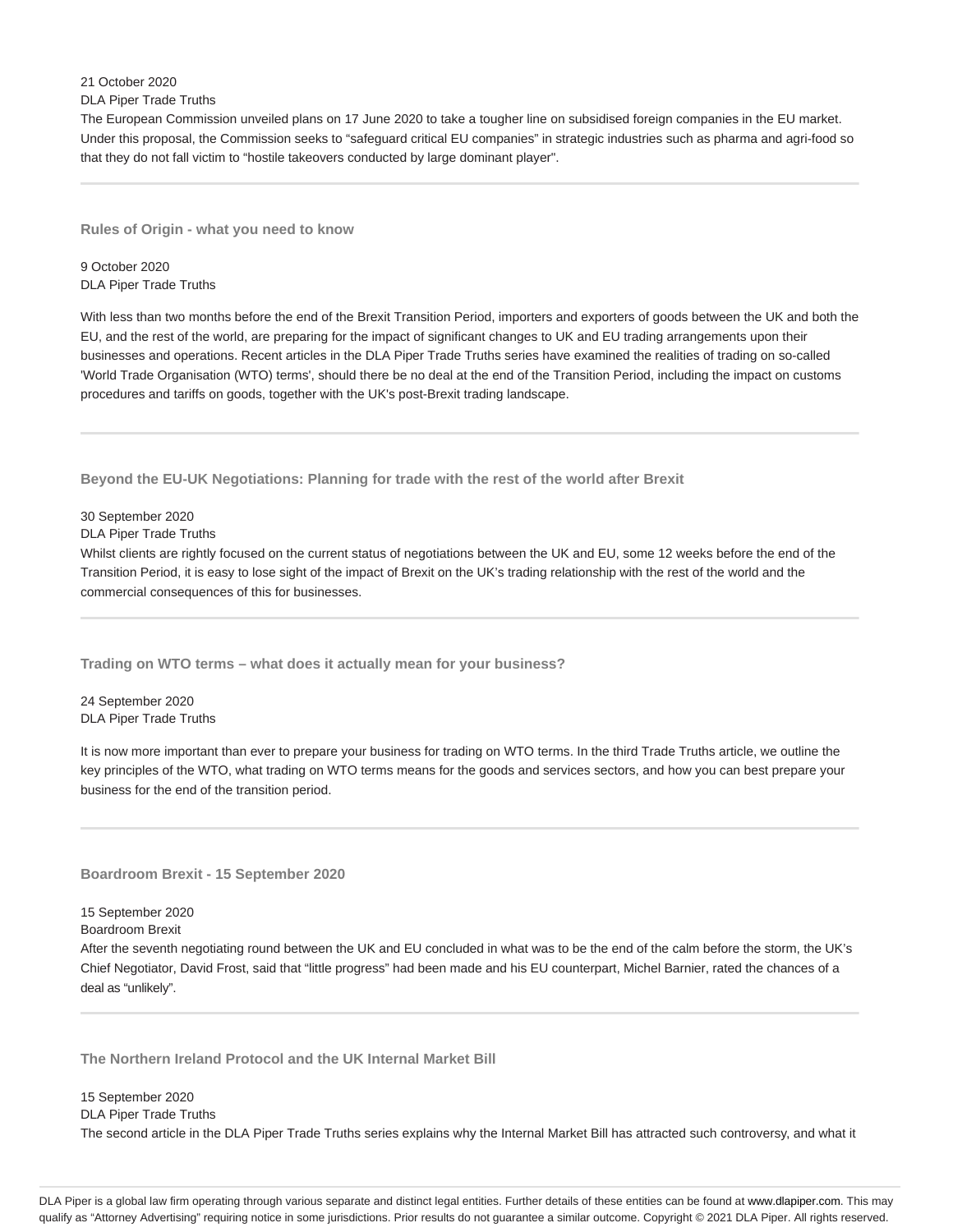21 October 2020
DLA Piper Trade Truths
The European Commission unveiled plans on 17 June 2020 to take a tougher line on subsidised foreign companies in the EU market. Under this proposal, the Commission seeks to "safeguard critical EU companies" in strategic industries such as pharma and agri-food so that they do not fall victim to "hostile takeovers conducted by large dominant player".

---

### Rules of Origin - what you need to know

9 October 2020
DLA Piper Trade Truths

With less than two months before the end of the Brexit Transition Period, importers and exporters of goods between the UK and both the EU, and the rest of the world, are preparing for the impact of significant changes to UK and EU trading arrangements upon their businesses and operations. Recent articles in the DLA Piper Trade Truths series have examined the realities of trading on so-called 'World Trade Organisation (WTO) terms', should there be no deal at the end of the Transition Period, including the impact on customs procedures and tariffs on goods, together with the UK's post-Brexit trading landscape.

---

### Beyond the EU-UK Negotiations: Planning for trade with the rest of the world after Brexit

30 September 2020
DLA Piper Trade Truths
Whilst clients are rightly focused on the current status of negotiations between the UK and EU, some 12 weeks before the end of the Transition Period, it is easy to lose sight of the impact of Brexit on the UK's trading relationship with the rest of the world and the commercial consequences of this for businesses.

---

### Trading on WTO terms – what does it actually mean for your business?

24 September 2020
DLA Piper Trade Truths

It is now more important than ever to prepare your business for trading on WTO terms. In the third Trade Truths article, we outline the key principles of the WTO, what trading on WTO terms means for the goods and services sectors, and how you can best prepare your business for the end of the transition period.

---

### Boardroom Brexit - 15 September 2020

15 September 2020
Boardroom Brexit
After the seventh negotiating round between the UK and EU concluded in what was to be the end of the calm before the storm, the UK's Chief Negotiator, David Frost, said that "little progress" had been made and his EU counterpart, Michel Barnier, rated the chances of a deal as "unlikely".

---

### The Northern Ireland Protocol and the UK Internal Market Bill

15 September 2020
DLA Piper Trade Truths
The second article in the DLA Piper Trade Truths series explains why the Internal Market Bill has attracted such controversy, and what it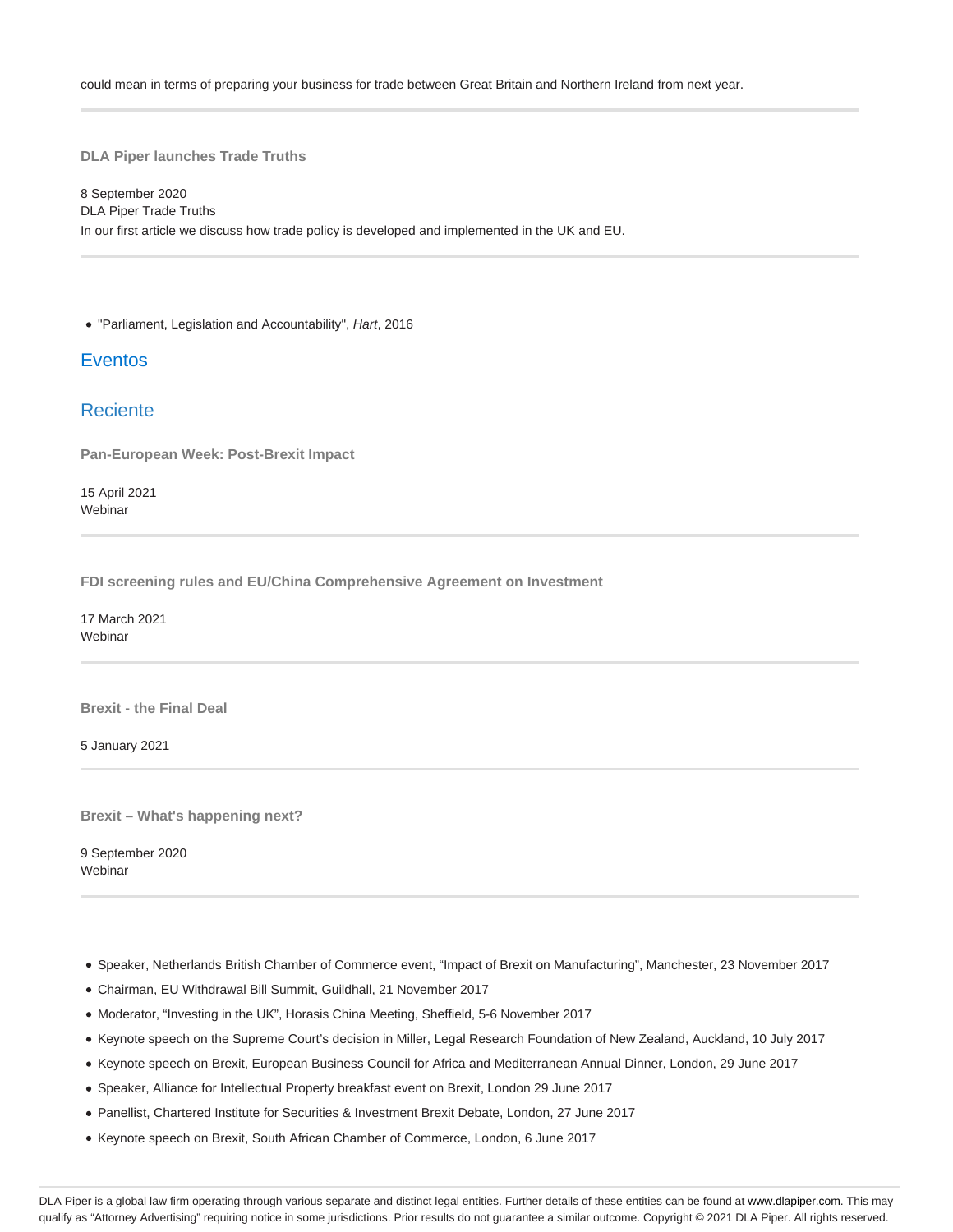could mean in terms of preparing your business for trade between Great Britain and Northern Ireland from next year.

---

**DLA Piper launches Trade Truths**

8 September 2020
DLA Piper Trade Truths
In our first article we discuss how trade policy is developed and implemented in the UK and EU.

---

- "Parliament, Legislation and Accountability", *Hart*, 2016

## Eventos

## Reciente

**Pan-European Week: Post-Brexit Impact**

15 April 2021
Webinar

---

**FDI screening rules and EU/China Comprehensive Agreement on Investment**

17 March 2021
Webinar

---

**Brexit - the Final Deal**

5 January 2021

---

**Brexit – What's happening next?**

9 September 2020
Webinar

---

- Speaker, Netherlands British Chamber of Commerce event, "Impact of Brexit on Manufacturing", Manchester, 23 November 2017
- Chairman, EU Withdrawal Bill Summit, Guildhall, 21 November 2017
- Moderator, "Investing in the UK", Horasis China Meeting, Sheffield, 5-6 November 2017
- Keynote speech on the Supreme Court's decision in Miller, Legal Research Foundation of New Zealand, Auckland, 10 July 2017
- Keynote speech on Brexit, European Business Council for Africa and Mediterranean Annual Dinner, London, 29 June 2017
- Speaker, Alliance for Intellectual Property breakfast event on Brexit, London 29 June 2017
- Panellist, Chartered Institute for Securities & Investment Brexit Debate, London, 27 June 2017
- Keynote speech on Brexit, South African Chamber of Commerce, London, 6 June 2017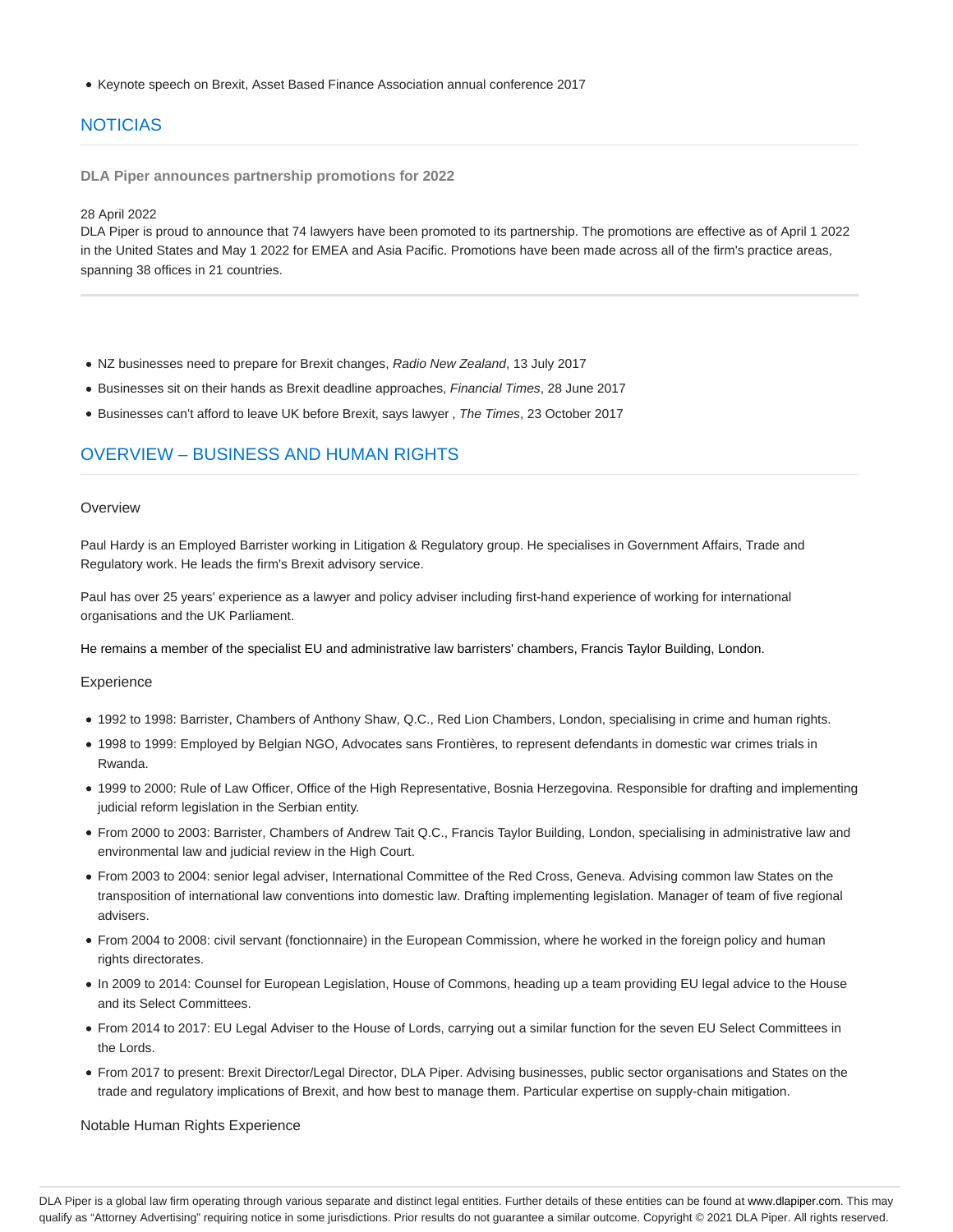- Keynote speech on Brexit, Asset Based Finance Association annual conference 2017

## NOTICIAS

**DLA Piper announces partnership promotions for 2022**

28 April 2022

DLA Piper is proud to announce that 74 lawyers have been promoted to its partnership. The promotions are effective as of April 1 2022 in the United States and May 1 2022 for EMEA and Asia Pacific. Promotions have been made across all of the firm's practice areas, spanning 38 offices in 21 countries.

- NZ businesses need to prepare for Brexit changes, *Radio New Zealand*, 13 July 2017
- Businesses sit on their hands as Brexit deadline approaches, *Financial Times*, 28 June 2017
- Businesses can't afford to leave UK before Brexit, says lawyer , *The Times*, 23 October 2017

## OVERVIEW – BUSINESS AND HUMAN RIGHTS

### Overview

Paul Hardy is an Employed Barrister working in Litigation & Regulatory group. He specialises in Government Affairs, Trade and Regulatory work. He leads the firm's Brexit advisory service.

Paul has over 25 years' experience as a lawyer and policy adviser including first-hand experience of working for international organisations and the UK Parliament.

He remains a member of the specialist EU and administrative law barristers' chambers, Francis Taylor Building, London.

### Experience

- 1992 to 1998: Barrister, Chambers of Anthony Shaw, Q.C., Red Lion Chambers, London, specialising in crime and human rights.
- 1998 to 1999: Employed by Belgian NGO, Advocates sans Frontières, to represent defendants in domestic war crimes trials in Rwanda.
- 1999 to 2000: Rule of Law Officer, Office of the High Representative, Bosnia Herzegovina. Responsible for drafting and implementing judicial reform legislation in the Serbian entity.
- From 2000 to 2003: Barrister, Chambers of Andrew Tait Q.C., Francis Taylor Building, London, specialising in administrative law and environmental law and judicial review in the High Court.
- From 2003 to 2004: senior legal adviser, International Committee of the Red Cross, Geneva. Advising common law States on the transposition of international law conventions into domestic law. Drafting implementing legislation. Manager of team of five regional advisers.
- From 2004 to 2008: civil servant (fonctionnaire) in the European Commission, where he worked in the foreign policy and human rights directorates.
- In 2009 to 2014: Counsel for European Legislation, House of Commons, heading up a team providing EU legal advice to the House and its Select Committees.
- From 2014 to 2017: EU Legal Adviser to the House of Lords, carrying out a similar function for the seven EU Select Committees in the Lords.
- From 2017 to present: Brexit Director/Legal Director, DLA Piper. Advising businesses, public sector organisations and States on the trade and regulatory implications of Brexit, and how best to manage them. Particular expertise on supply-chain mitigation.

### Notable Human Rights Experience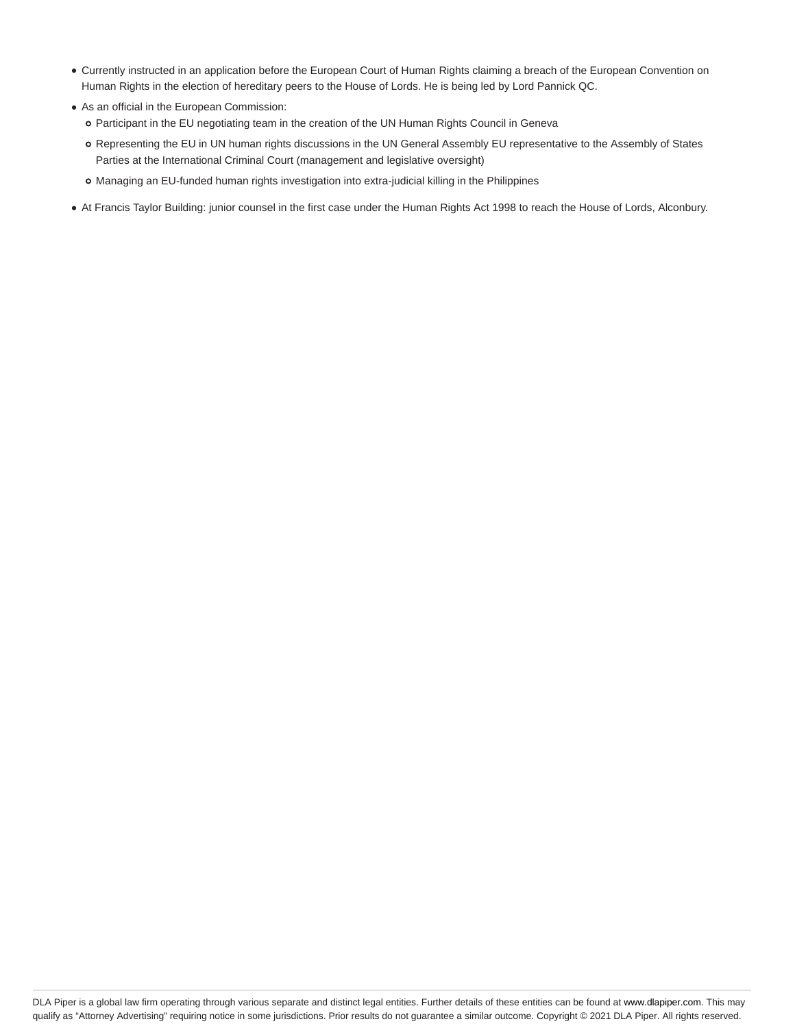- Currently instructed in an application before the European Court of Human Rights claiming a breach of the European Convention on Human Rights in the election of hereditary peers to the House of Lords. He is being led by Lord Pannick QC.
- As an official in the European Commission:
  - Participant in the EU negotiating team in the creation of the UN Human Rights Council in Geneva
  - Representing the EU in UN human rights discussions in the UN General Assembly EU representative to the Assembly of States Parties at the International Criminal Court (management and legislative oversight)
  - Managing an EU-funded human rights investigation into extra-judicial killing in the Philippines
- At Francis Taylor Building: junior counsel in the first case under the Human Rights Act 1998 to reach the House of Lords, Alconbury.

DLA Piper is a global law firm operating through various separate and distinct legal entities. Further details of these entities can be found at www.dlapiper.com. This may qualify as "Attorney Advertising" requiring notice in some jurisdictions. Prior results do not guarantee a similar outcome. Copyright © 2021 DLA Piper. All rights reserved.